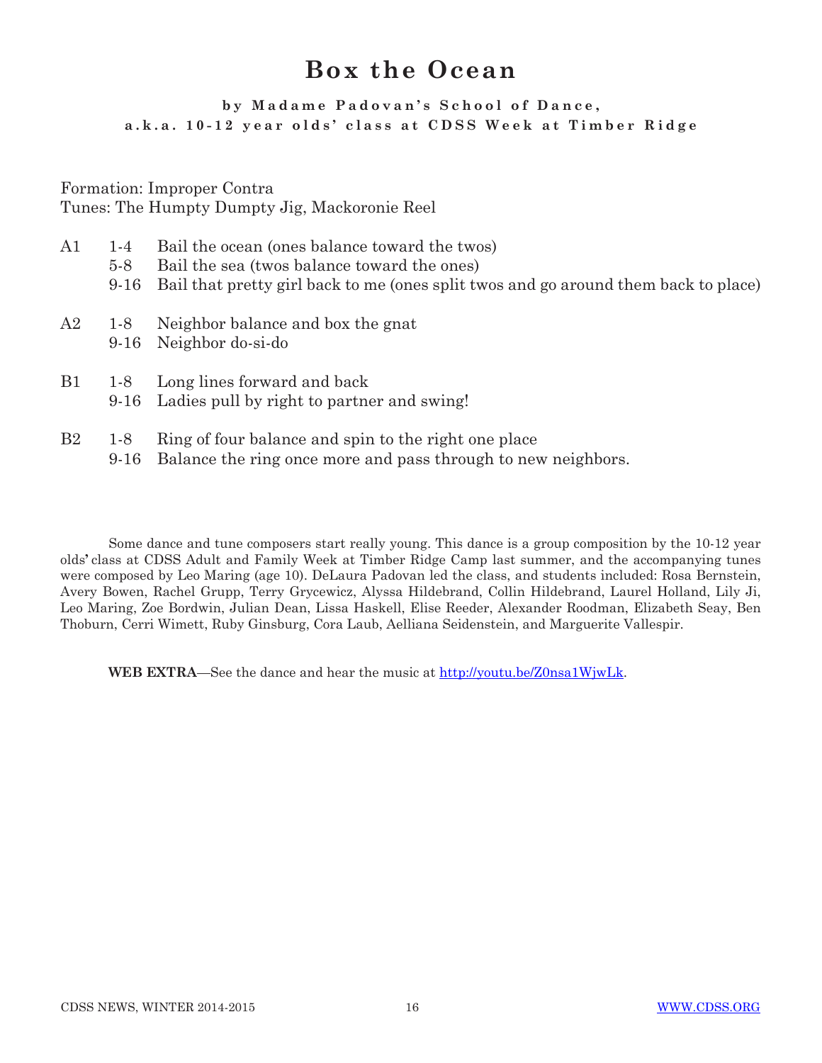# Box the Ocean

### by Madame Padovan's School of Dance, a.k.a. 10-12 year olds' class at CDSS Week at Timber Ridge

Formation: Improper Contra
Tunes: The Humpty Dumpty Jig, Mackoronie Reel

| | | |
|---|---|---|
| A1 | 1-4 | Bail the ocean (ones balance toward the twos) |
| | 5-8 | Bail the sea (twos balance toward the ones) |
| | 9-16 | Bail that pretty girl back to me (ones split twos and go around them back to place) |
| A2 | 1-8 | Neighbor balance and box the gnat |
| | 9-16 | Neighbor do-si-do |
| B1 | 1-8 | Long lines forward and back |
| | 9-16 | Ladies pull by right to partner and swing! |
| B2 | 1-8 | Ring of four balance and spin to the right one place |
| | 9-16 | Balance the ring once more and pass through to new neighbors. |

Some dance and tune composers start really young. This dance is a group composition by the 10-12 year olds' class at CDSS Adult and Family Week at Timber Ridge Camp last summer, and the accompanying tunes were composed by Leo Maring (age 10). DeLaura Padovan led the class, and students included: Rosa Bernstein, Avery Bowen, Rachel Grupp, Terry Grycewicz, Alyssa Hildebrand, Collin Hildebrand, Laurel Holland, Lily Ji, Leo Maring, Zoe Bordwin, Julian Dean, Lissa Haskell, Elise Reeder, Alexander Roodman, Elizabeth Seay, Ben Thoburn, Cerri Wimett, Ruby Ginsburg, Cora Laub, Aelliana Seidenstein, and Marguerite Vallespir.

**WEB EXTRA**—See the dance and hear the music at [http://youtu.be/Z0nsa1WjwLk](http://youtu.be/Z0nsa1WjwLk).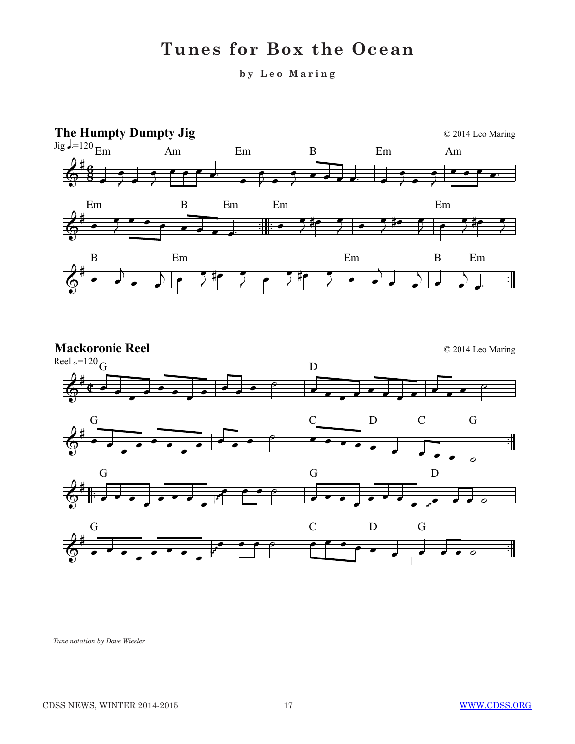# Tunes for Box the Ocean

**by Leo Maring**

## The Humpty Dumpty Jig

© 2014 Leo Maring

Jig ♩.=120

## Mackoronie Reel

© 2014 Leo Maring

Reel 𝅗𝅥=120

*Tune notation by Dave Wiesler*